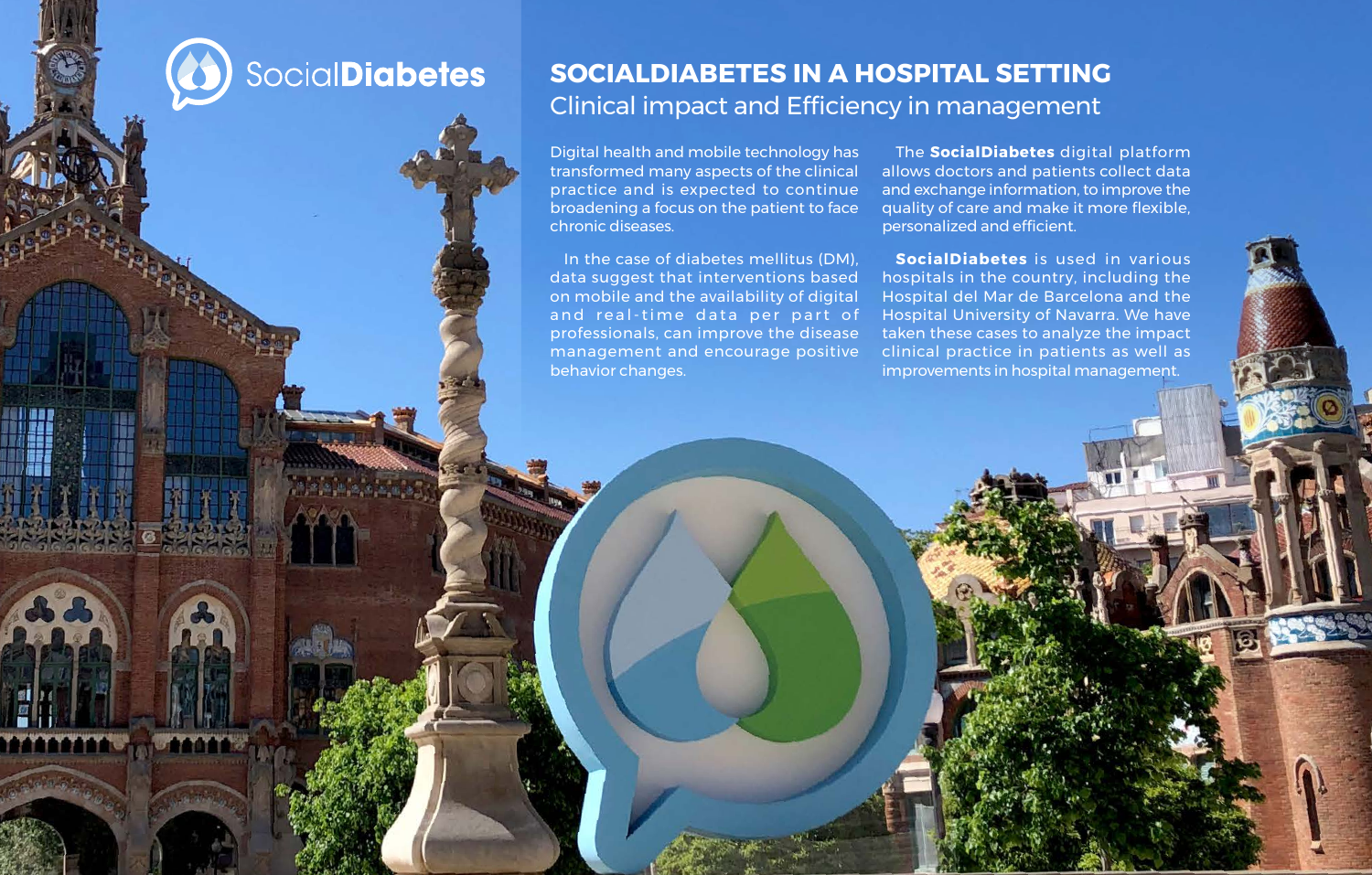SocialDiabetes

# SOCIALDIABETES IN A HOSPITAL SETTING

## Clinical impact and Efficiency in management

Digital health and mobile technology has transformed many aspects of the clinical practice and is expected to continue broadening a focus on the patient to face chronic diseases.

In the case of diabetes mellitus (DM), data suggest that interventions based on mobile and the availability of digital and real-time data per part of professionals, can improve the disease management and encourage positive behavior changes.

The **SocialDiabetes** digital platform allows doctors and patients collect data and exchange information, to improve the quality of care and make it more flexible, personalized and efficient.

**SocialDiabetes** is used in various hospitals in the country, including the Hospital del Mar de Barcelona and the Hospital University of Navarra. We have taken these cases to analyze the impact clinical practice in patients as well as improvements in hospital management.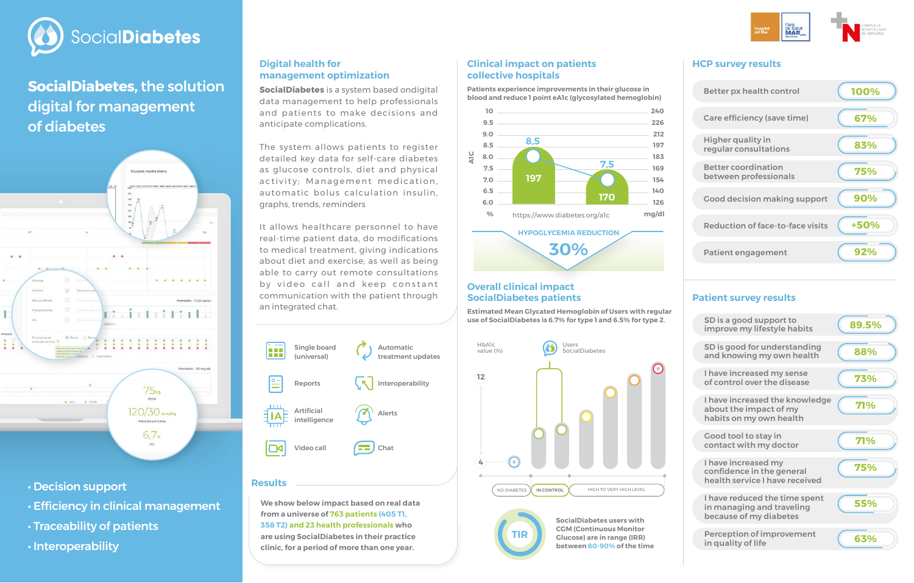# SocialDiabetes

## SocialDiabetes, the solution digital for management of diabetes

- Decision support
- Efficiency in clinical management
- Traceability of patients
- Interoperability

## Digital health for management optimization

**SocialDiabetes** is a system based ondigital data management to help professionals and patients to make decisions and anticipate complications.

The system allows patients to register detailed key data for self-care diabetes as glucose controls, diet and physical activity; Management medication, automatic bolus calculation insulin, graphs, trends, reminders

It allows healthcare personnel to have real-time patient data, do modifications to medical treatment, giving indications about diet and exercise; as well as being able to carry out remote consultations by video call and keep constant communication with the patient through an integrated chat.

- Single board (universal)
- Automatic treatment updates
- Reports
- Interoperability
- Artificial intelligence
- Alerts
- Video call
- Chat

## Results

We show below impact based on real data from a universe of 763 patients (405 T1, 358 T2) and 23 health professionals who are using SocialDiabetes in their practice clinic, for a period of more than one year.

## Clinical impact on patients collective hospitals

Patients experience improvements in their glucose in blood and reduce 1 point eA1c (glycosylated hemoglobin)

A1C
10
9.5
9.0
8.5
8.0
7.5
7.0
6.5
6.0
%
8,5
197
7,5
170
240
226
212
197
183
169
154
140
126
mg/dl
https://www.diabetes.org/a1c

HYPOGLYCEMIA REDUCTION
30%

## Overall clinical impact SocialDiabetes patients

Estimated Mean Glycated Hemoglobin of Users with regular use of SocialDiabetes is 6.7% for type 1 and 6.5% for type 2.

HbA1c value (%)
Users SocialDiabetes
12
4
NO DIABETES
IN CONTROL
HIGH TO VERY HIGH LEVEL

TIR

SocialDiabetes users with CGM (Continuous Monitor Glucose) are in range (IRR) between 80-90% of the time

## HCP survey results

| | |
|---|---|
| Better px health control | 100% |
| Care efficiency (save time) | 67% |
| Higher quality in regular consultations | 83% |
| Better coordination between professionals | 75% |
| Good decision making support | 90% |
| Reduction of face-to-face visits | +50% |
| Patient engagement | 92% |

## Patient survey results

| | |
|---|---|
| SD is a good support to improve my lifestyle habits | 89.5% |
| SD is good for understanding and knowing my own health | 88% |
| I have increased my sense of control over the disease | 73% |
| I have increased the knowledge about the impact of my habits on my own health | 71% |
| Good tool to stay in contact with my doctor | 71% |
| I have increased my confidence in the general health service I have received | 75% |
| I have reduced the time spent in managing and traveling because of my diabetes | 55% |
| Perception of improvement in quality of life | 63% |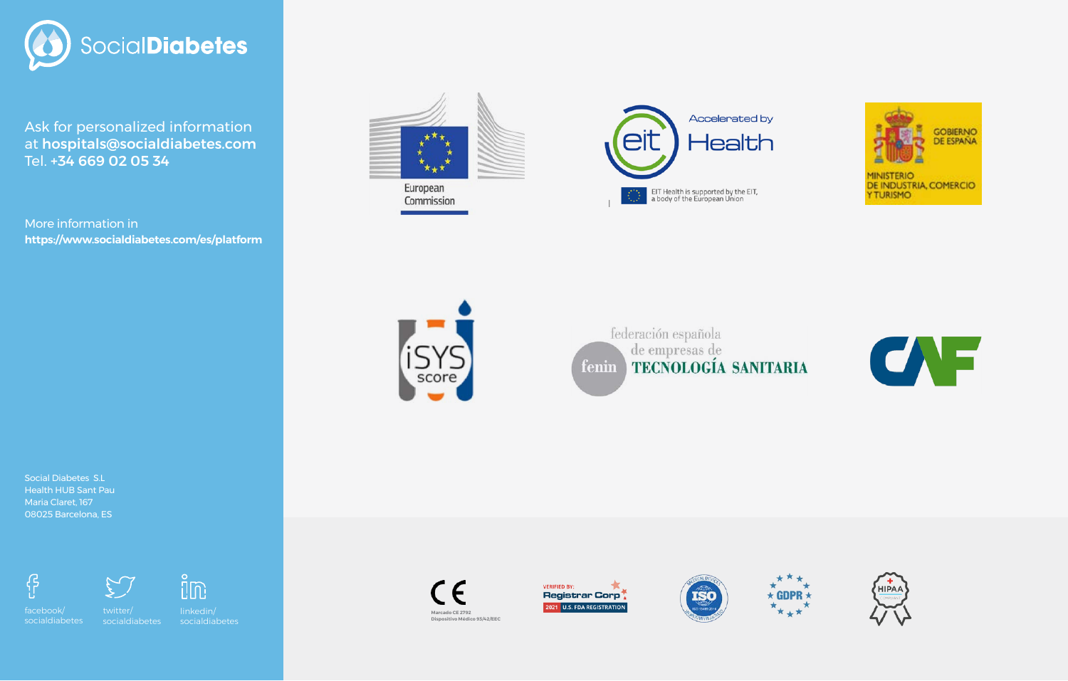# SocialDiabetes

Ask for personalized information at **hospitals@socialdiabetes.com**
Tel. **+34 669 02 05 34**

More information in
**https://www.socialdiabetes.com/es/platform**

Social Diabetes S.L
Health HUB Sant Pau
Maria Claret, 167
08025 Barcelona, ES

facebook/socialdiabetes
twitter/socialdiabetes
linkedin/socialdiabetes

European Commission

Accelerated by eit Health

EIT Health is supported by the EIT, a body of the European Union

GOBIERNO DE ESPAÑA
MINISTERIO DE INDUSTRIA, COMERCIO Y TURISMO

iSYS score

fenin
federación española de empresas de TECNOLOGÍA SANITARIA

CAF

CE
Marcado CE 2792
Dispositivo Médico 93/42/EEC

VERIFIED BY: Registrar Corp
2021 U.S. FDA REGISTRATION

ISO

GDPR

HIPAA